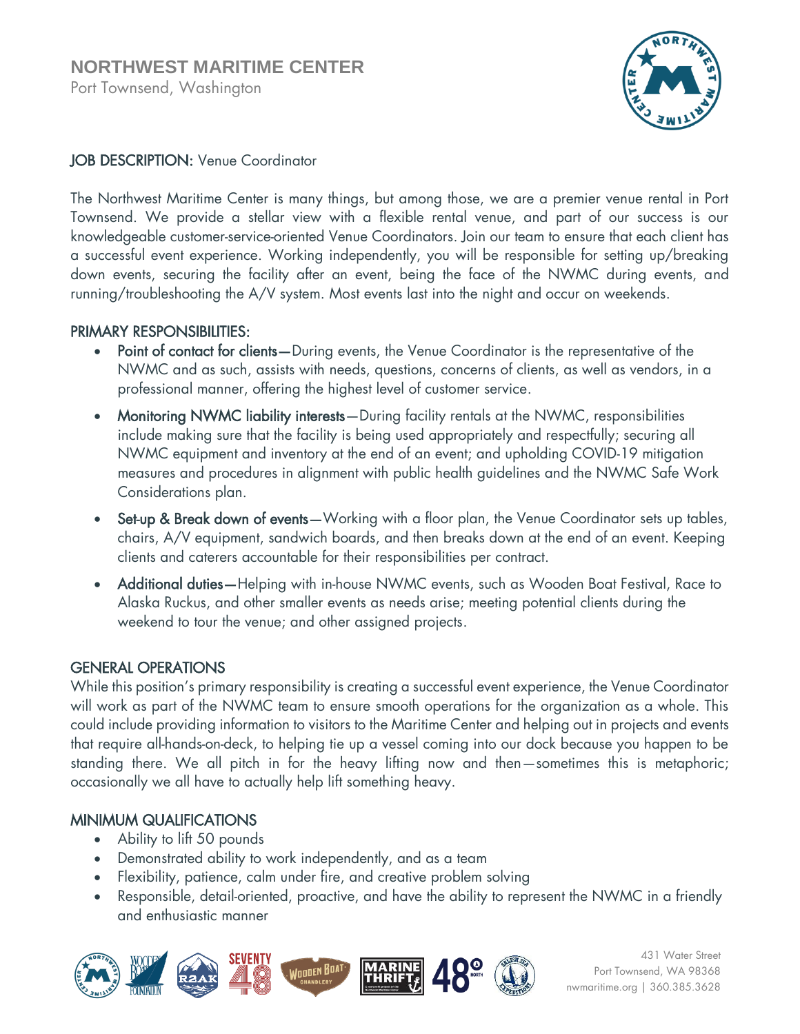# NORTHWEST MARITIME CENTER

Port Townsend, Washington

**JOB DESCRIPTION:** Venue Coordinator

The Northwest Maritime Center is many things, but among those, we are a premier venue rental in Port Townsend. We provide a stellar view with a flexible rental venue, and part of our success is our knowledgeable customer-service-oriented Venue Coordinators. Join our team to ensure that each client has a successful event experience. Working independently, you will be responsible for setting up/breaking down events, securing the facility after an event, being the face of the NWMC during events, and running/troubleshooting the A/V system. Most events last into the night and occur on weekends.

## PRIMARY RESPONSIBILITIES:

- **Point of contact for clients**—During events, the Venue Coordinator is the representative of the NWMC and as such, assists with needs, questions, concerns of clients, as well as vendors, in a professional manner, offering the highest level of customer service.
- **Monitoring NWMC liability interests**—During facility rentals at the NWMC, responsibilities include making sure that the facility is being used appropriately and respectfully; securing all NWMC equipment and inventory at the end of an event; and upholding COVID-19 mitigation measures and procedures in alignment with public health guidelines and the NWMC Safe Work Considerations plan.
- **Set-up & Break down of events**—Working with a floor plan, the Venue Coordinator sets up tables, chairs, A/V equipment, sandwich boards, and then breaks down at the end of an event. Keeping clients and caterers accountable for their responsibilities per contract.
- **Additional duties**—Helping with in-house NWMC events, such as Wooden Boat Festival, Race to Alaska Ruckus, and other smaller events as needs arise; meeting potential clients during the weekend to tour the venue; and other assigned projects.

## GENERAL OPERATIONS

While this position's primary responsibility is creating a successful event experience, the Venue Coordinator will work as part of the NWMC team to ensure smooth operations for the organization as a whole. This could include providing information to visitors to the Maritime Center and helping out in projects and events that require all-hands-on-deck, to helping tie up a vessel coming into our dock because you happen to be standing there. We all pitch in for the heavy lifting now and then—sometimes this is metaphoric; occasionally we all have to actually help lift something heavy.

## MINIMUM QUALIFICATIONS

- Ability to lift 50 pounds
- Demonstrated ability to work independently, and as a team
- Flexibility, patience, calm under fire, and creative problem solving
- Responsible, detail-oriented, proactive, and have the ability to represent the NWMC in a friendly and enthusiastic manner

431 Water Street
Port Townsend, WA 98368
nwmaritime.org | 360.385.3628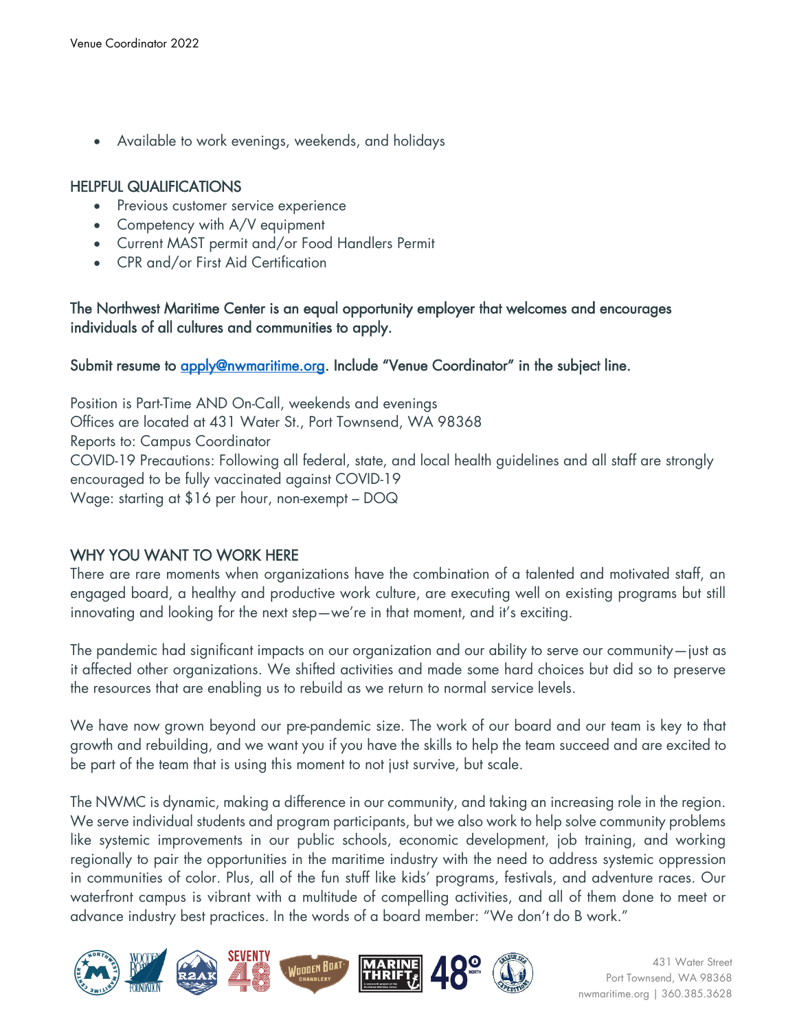- Available to work evenings, weekends, and holidays

## HELPFUL QUALIFICATIONS

- Previous customer service experience
- Competency with A/V equipment
- Current MAST permit and/or Food Handlers Permit
- CPR and/or First Aid Certification

The Northwest Maritime Center is an equal opportunity employer that welcomes and encourages individuals of all cultures and communities to apply.

Submit resume to [apply@nwmaritime.org](mailto:apply@nwmaritime.org). Include "Venue Coordinator" in the subject line.

Position is Part-Time AND On-Call, weekends and evenings
Offices are located at 431 Water St., Port Townsend, WA 98368
Reports to: Campus Coordinator
COVID-19 Precautions: Following all federal, state, and local health guidelines and all staff are strongly encouraged to be fully vaccinated against COVID-19
Wage: starting at $16 per hour, non-exempt – DOQ

## WHY YOU WANT TO WORK HERE

There are rare moments when organizations have the combination of a talented and motivated staff, an engaged board, a healthy and productive work culture, are executing well on existing programs but still innovating and looking for the next step—we're in that moment, and it's exciting.

The pandemic had significant impacts on our organization and our ability to serve our community—just as it affected other organizations. We shifted activities and made some hard choices but did so to preserve the resources that are enabling us to rebuild as we return to normal service levels.

We have now grown beyond our pre-pandemic size. The work of our board and our team is key to that growth and rebuilding, and we want you if you have the skills to help the team succeed and are excited to be part of the team that is using this moment to not just survive, but scale.

The NWMC is dynamic, making a difference in our community, and taking an increasing role in the region. We serve individual students and program participants, but we also work to help solve community problems like systemic improvements in our public schools, economic development, job training, and working regionally to pair the opportunities in the maritime industry with the need to address systemic oppression in communities of color. Plus, all of the fun stuff like kids' programs, festivals, and adventure races. Our waterfront campus is vibrant with a multitude of compelling activities, and all of them done to meet or advance industry best practices. In the words of a board member: "We don't do B work."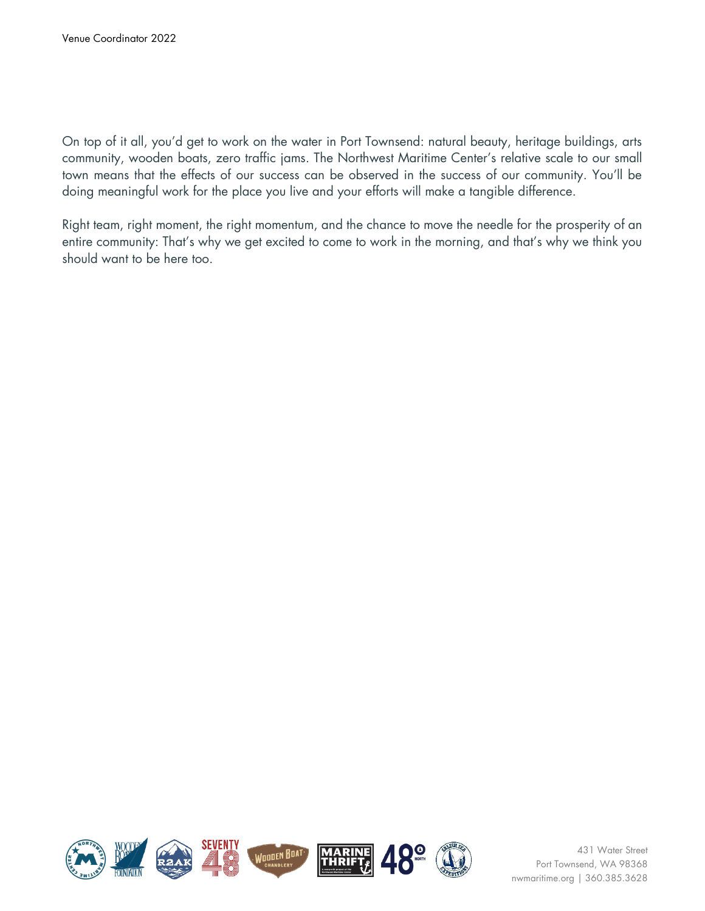On top of it all, you'd get to work on the water in Port Townsend: natural beauty, heritage buildings, arts community, wooden boats, zero traffic jams. The Northwest Maritime Center's relative scale to our small town means that the effects of our success can be observed in the success of our community. You'll be doing meaningful work for the place you live and your efforts will make a tangible difference.

Right team, right moment, the right momentum, and the chance to move the needle for the prosperity of an entire community: That's why we get excited to come to work in the morning, and that's why we think you should want to be here too.